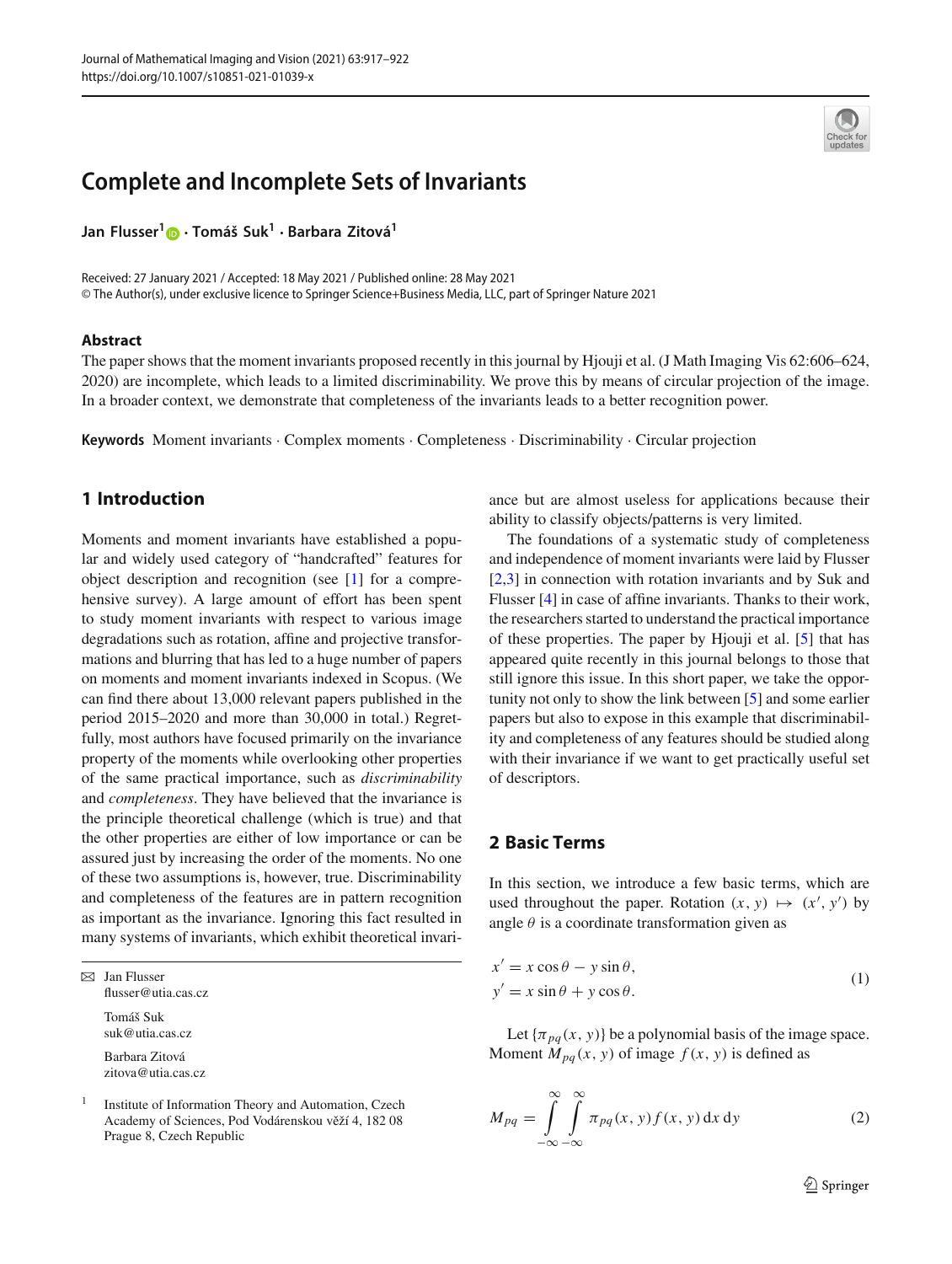# Complete and Incomplete Sets of Invariants

**Jan Flusser[1] · Tomáš Suk[1] · Barbara Zitová[1]**

Received: 27 January 2021 / Accepted: 18 May 2021 / Published online: 28 May 2021
© The Author(s), under exclusive licence to Springer Science+Business Media, LLC, part of Springer Nature 2021

## Abstract

The paper shows that the moment invariants proposed recently in this journal by Hjouji et al. (J Math Imaging Vis 62:606–624, 2020) are incomplete, which leads to a limited discriminability. We prove this by means of circular projection of the image. In a broader context, we demonstrate that completeness of the invariants leads to a better recognition power.

**Keywords** Moment invariants · Complex moments · Completeness · Discriminability · Circular projection

## 1 Introduction

Moments and moment invariants have established a popular and widely used category of "handcrafted" features for object description and recognition (see [1] for a comprehensive survey). A large amount of effort has been spent to study moment invariants with respect to various image degradations such as rotation, affine and projective transformations and blurring that has led to a huge number of papers on moments and moment invariants indexed in Scopus. (We can find there about 13,000 relevant papers published in the period 2015–2020 and more than 30,000 in total.) Regretfully, most authors have focused primarily on the invariance property of the moments while overlooking other properties of the same practical importance, such as *discriminability* and *completeness*. They have believed that the invariance is the principle theoretical challenge (which is true) and that the other properties are either of low importance or can be assured just by increasing the order of the moments. No one of these two assumptions is, however, true. Discriminability and completeness of the features are in pattern recognition as important as the invariance. Ignoring this fact resulted in many systems of invariants, which exhibit theoretical invariance but are almost useless for applications because their ability to classify objects/patterns is very limited.

The foundations of a systematic study of completeness and independence of moment invariants were laid by Flusser [2,3] in connection with rotation invariants and by Suk and Flusser [4] in case of affine invariants. Thanks to their work, the researchers started to understand the practical importance of these properties. The paper by Hjouji et al. [5] that has appeared quite recently in this journal belongs to those that still ignore this issue. In this short paper, we take the opportunity not only to show the link between [5] and some earlier papers but also to expose in this example that discriminability and completeness of any features should be studied along with their invariance if we want to get practically useful set of descriptors.

## 2 Basic Terms

In this section, we introduce a few basic terms, which are used throughout the paper. Rotation $(x, y) \mapsto (x', y')$ by angle $\theta$ is a coordinate transformation given as

$$
\begin{aligned}
x' &= x\cos\theta - y\sin\theta, \\
y' &= x\sin\theta + y\cos\theta.
\end{aligned}
\tag{1}
$$

Let $\{\pi_{pq}(x, y)\}$ be a polynomial basis of the image space. Moment $M_{pq}(x, y)$ of image $f(x, y)$ is defined as

$$
M_{pq} = \int_{-\infty}^{\infty}\int_{-\infty}^{\infty} \pi_{pq}(x, y) f(x, y)\,\mathrm{d}x\,\mathrm{d}y
\tag{2}
$$

---

[1] Institute of Information Theory and Automation, Czech Academy of Sciences, Pod Vodárenskou věží 4, 182 08 Prague 8, Czech Republic

✉ Jan Flusser
flusser@utia.cas.cz

Tomáš Suk
suk@utia.cas.cz

Barbara Zitová
zitova@utia.cas.cz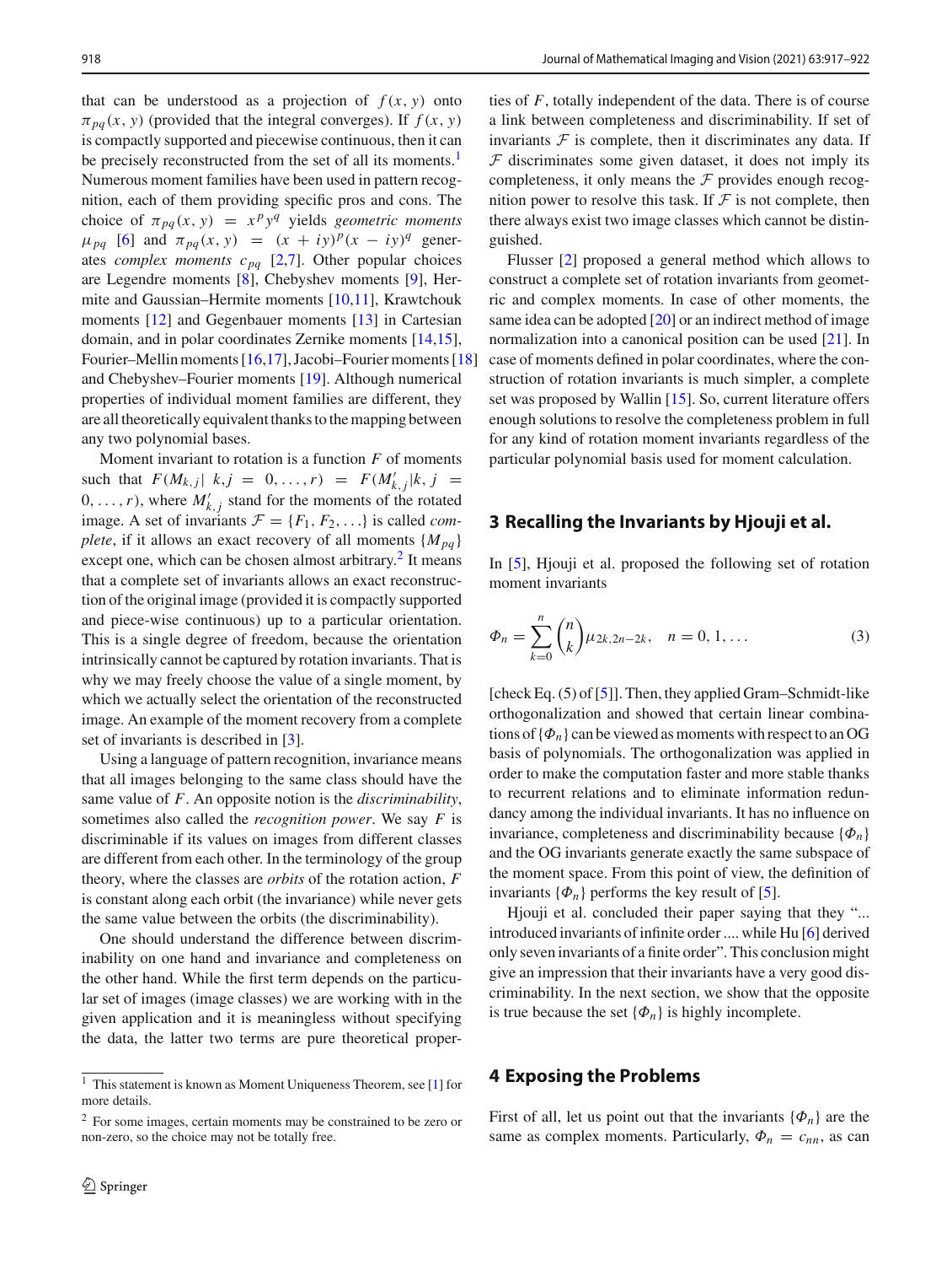that can be understood as a projection of $f(x, y)$ onto $\pi_{pq}(x, y)$ (provided that the integral converges). If $f(x, y)$ is compactly supported and piecewise continuous, then it can be precisely reconstructed from the set of all its moments.[1] Numerous moment families have been used in pattern recognition, each of them providing specific pros and cons. The choice of $\pi_{pq}(x, y) = x^p y^q$ yields *geometric moments* $\mu_{pq}$ [6] and $\pi_{pq}(x, y) = (x + iy)^p (x - iy)^q$ generates *complex moments* $c_{pq}$ [2,7]. Other popular choices are Legendre moments [8], Chebyshev moments [9], Hermite and Gaussian–Hermite moments [10,11], Krawtchouk moments [12] and Gegenbauer moments [13] in Cartesian domain, and in polar coordinates Zernike moments [14,15], Fourier–Mellin moments [16,17], Jacobi–Fourier moments [18] and Chebyshev–Fourier moments [19]. Although numerical properties of individual moment families are different, they are all theoretically equivalent thanks to the mapping between any two polynomial bases.

Moment invariant to rotation is a function $F$ of moments such that $F(M_{k,j}| \; k, j = 0, \ldots, r) = F(M'_{k,j}|k, j = 0, \ldots, r)$, where $M'_{k,j}$ stand for the moments of the rotated image. A set of invariants $\mathcal{F} = \{F_1, F_2, \ldots\}$ is called *complete*, if it allows an exact recovery of all moments $\{M_{pq}\}$ except one, which can be chosen almost arbitrary.[2] It means that a complete set of invariants allows an exact reconstruction of the original image (provided it is compactly supported and piece-wise continuous) up to a particular orientation. This is a single degree of freedom, because the orientation intrinsically cannot be captured by rotation invariants. That is why we may freely choose the value of a single moment, by which we actually select the orientation of the reconstructed image. An example of the moment recovery from a complete set of invariants is described in [3].

Using a language of pattern recognition, invariance means that all images belonging to the same class should have the same value of $F$. An opposite notion is the *discriminability*, sometimes also called the *recognition power*. We say $F$ is discriminable if its values on images from different classes are different from each other. In the terminology of the group theory, where the classes are *orbits* of the rotation action, $F$ is constant along each orbit (the invariance) while never gets the same value between the orbits (the discriminability).

One should understand the difference between discriminability on one hand and invariance and completeness on the other hand. While the first term depends on the particular set of images (image classes) we are working with in the given application and it is meaningless without specifying the data, the latter two terms are pure theoretical properties of $F$, totally independent of the data. There is of course a link between completeness and discriminability. If set of invariants $\mathcal{F}$ is complete, then it discriminates any data. If $\mathcal{F}$ discriminates some given dataset, it does not imply its completeness, it only means the $\mathcal{F}$ provides enough recognition power to resolve this task. If $\mathcal{F}$ is not complete, then there always exist two image classes which cannot be distinguished.

Flusser [2] proposed a general method which allows to construct a complete set of rotation invariants from geometric and complex moments. In case of other moments, the same idea can be adopted [20] or an indirect method of image normalization into a canonical position can be used [21]. In case of moments defined in polar coordinates, where the construction of rotation invariants is much simpler, a complete set was proposed by Wallin [15]. So, current literature offers enough solutions to resolve the completeness problem in full for any kind of rotation moment invariants regardless of the particular polynomial basis used for moment calculation.

## 3 Recalling the Invariants by Hjouji et al.

In [5], Hjouji et al. proposed the following set of rotation moment invariants

$$\Phi_n = \sum_{k=0}^{n} \binom{n}{k} \mu_{2k,2n-2k}, \quad n = 0, 1, \ldots \tag{3}$$

[check Eq. (5) of [5]]. Then, they applied Gram–Schmidt-like orthogonalization and showed that certain linear combinations of $\{\Phi_n\}$ can be viewed as moments with respect to an OG basis of polynomials. The orthogonalization was applied in order to make the computation faster and more stable thanks to recurrent relations and to eliminate information redundancy among the individual invariants. It has no influence on invariance, completeness and discriminability because $\{\Phi_n\}$ and the OG invariants generate exactly the same subspace of the moment space. From this point of view, the definition of invariants $\{\Phi_n\}$ performs the key result of [5].

Hjouji et al. concluded their paper saying that they "... introduced invariants of infinite order .... while Hu [6] derived only seven invariants of a finite order". This conclusion might give an impression that their invariants have a very good discriminability. In the next section, we show that the opposite is true because the set $\{\Phi_n\}$ is highly incomplete.

## 4 Exposing the Problems

First of all, let us point out that the invariants $\{\Phi_n\}$ are the same as complex moments. Particularly, $\Phi_n = c_{nn}$, as can

---

[1] This statement is known as Moment Uniqueness Theorem, see [1] for more details.

[2] For some images, certain moments may be constrained to be zero or non-zero, so the choice may not be totally free.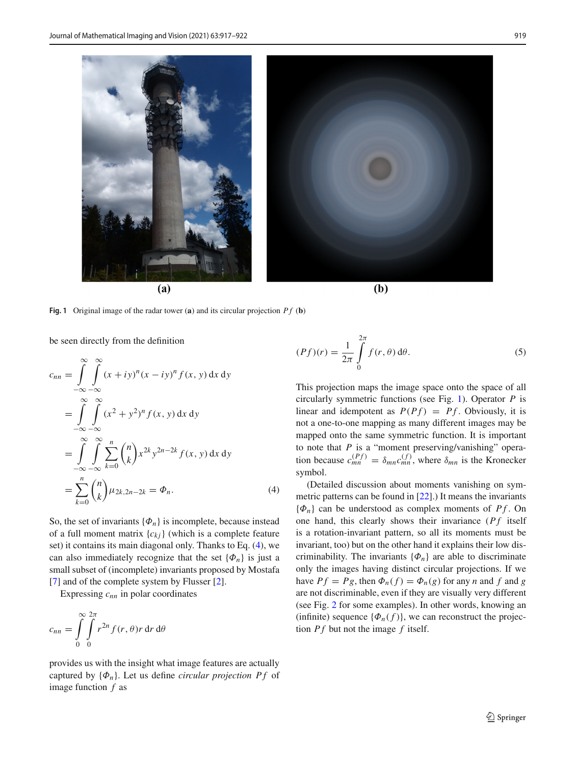**Fig. 1** Original image of the radar tower (**a**) and its circular projection $Pf$ (**b**)

be seen directly from the definition

$$
\begin{aligned}
c_{nn} &= \int_{-\infty}^{\infty}\int_{-\infty}^{\infty} (x+iy)^n (x-iy)^n f(x,y)\,\mathrm{d}x\,\mathrm{d}y \\
&= \int_{-\infty}^{\infty}\int_{-\infty}^{\infty} (x^2+y^2)^n f(x,y)\,\mathrm{d}x\,\mathrm{d}y \\
&= \int_{-\infty}^{\infty}\int_{-\infty}^{\infty} \sum_{k=0}^{n} \binom{n}{k} x^{2k} y^{2n-2k} f(x,y)\,\mathrm{d}x\,\mathrm{d}y \\
&= \sum_{k=0}^{n} \binom{n}{k} \mu_{2k,2n-2k} = \Phi_n. \qquad (4)
\end{aligned}
$$

So, the set of invariants $\{\Phi_n\}$ is incomplete, because instead of a full moment matrix $\{c_{kj}\}$ (which is a complete feature set) it contains its main diagonal only. Thanks to Eq. (4), we can also immediately recognize that the set $\{\Phi_n\}$ is just a small subset of (incomplete) invariants proposed by Mostafa [7] and of the complete system by Flusser [2].

Expressing $c_{nn}$ in polar coordinates

$$
c_{nn} = \int_{0}^{\infty}\int_{0}^{2\pi} r^{2n} f(r,\theta) r\,\mathrm{d}r\,\mathrm{d}\theta
$$

provides us with the insight what image features are actually captured by $\{\Phi_n\}$. Let us define *circular projection* $Pf$ of image function $f$ as

$$
(Pf)(r) = \frac{1}{2\pi}\int_{0}^{2\pi} f(r,\theta)\,\mathrm{d}\theta. \qquad (5)
$$

This projection maps the image space onto the space of all circularly symmetric functions (see Fig. 1). Operator $P$ is linear and idempotent as $P(Pf) = Pf$. Obviously, it is not a one-to-one mapping as many different images may be mapped onto the same symmetric function. It is important to note that $P$ is a "moment preserving/vanishing" operation because $c_{mn}^{(Pf)} = \delta_{mn} c_{mn}^{(f)}$, where $\delta_{mn}$ is the Kronecker symbol.

(Detailed discussion about moments vanishing on symmetric patterns can be found in [22].) It means the invariants $\{\Phi_n\}$ can be understood as complex moments of $Pf$. On one hand, this clearly shows their invariance ($Pf$ itself is a rotation-invariant pattern, so all its moments must be invariant, too) but on the other hand it explains their low discriminability. The invariants $\{\Phi_n\}$ are able to discriminate only the images having distinct circular projections. If we have $Pf = Pg$, then $\Phi_n(f) = \Phi_n(g)$ for any $n$ and $f$ and $g$ are not discriminable, even if they are visually very different (see Fig. 2 for some examples). In other words, knowing an (infinite) sequence $\{\Phi_n(f)\}$, we can reconstruct the projection $Pf$ but not the image $f$ itself.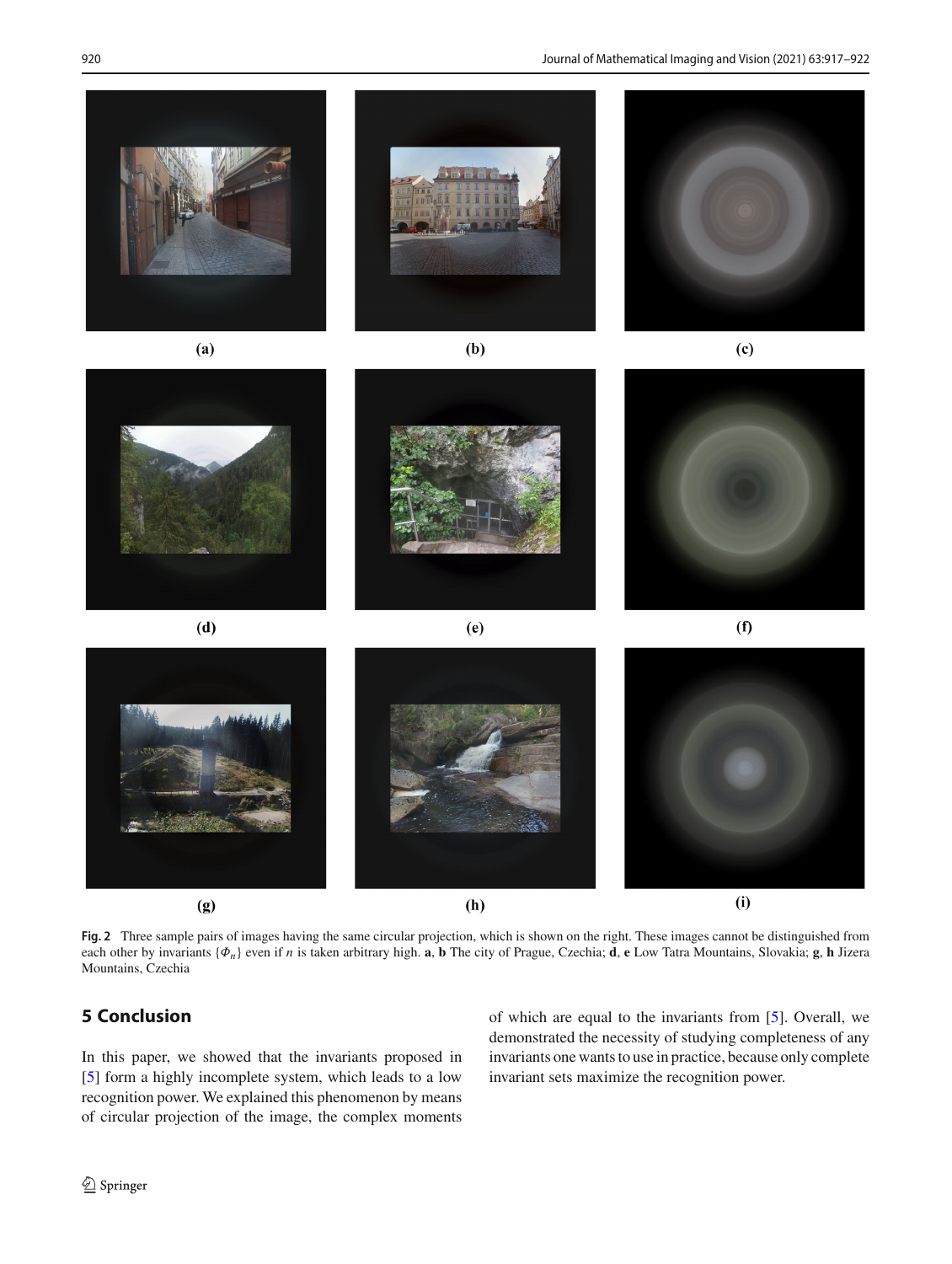**(a)** **(b)** **(c)**

**(d)** **(e)** **(f)**

**(g)** **(h)** **(i)**

**Fig. 2** Three sample pairs of images having the same circular projection, which is shown on the right. These images cannot be distinguished from each other by invariants $\{\Phi_n\}$ even if $n$ is taken arbitrary high. **a**, **b** The city of Prague, Czechia; **d**, **e** Low Tatra Mountains, Slovakia; **g**, **h** Jizera Mountains, Czechia

## 5 Conclusion

In this paper, we showed that the invariants proposed in [5] form a highly incomplete system, which leads to a low recognition power. We explained this phenomenon by means of circular projection of the image, the complex moments of which are equal to the invariants from [5]. Overall, we demonstrated the necessity of studying completeness of any invariants one wants to use in practice, because only complete invariant sets maximize the recognition power.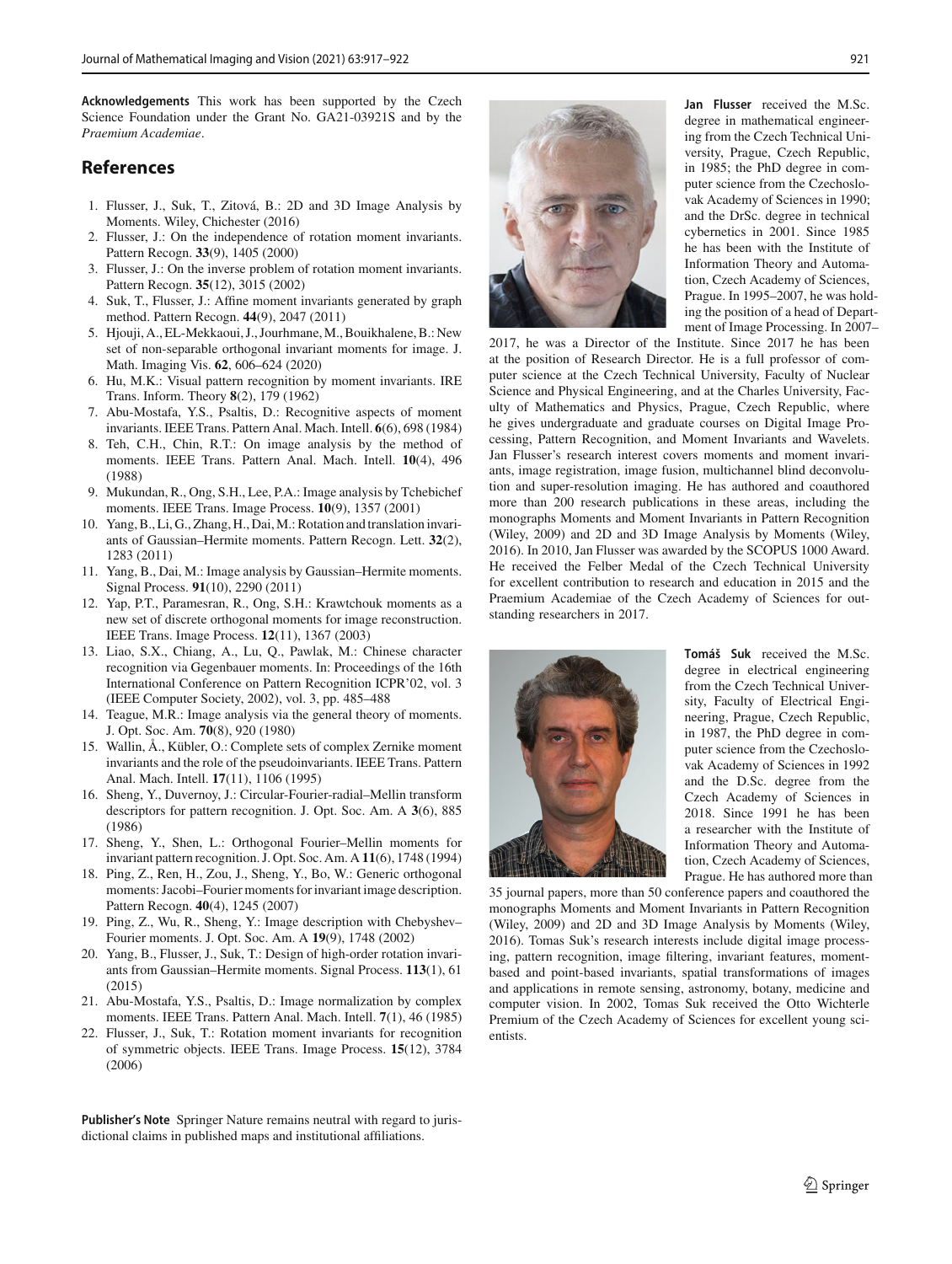**Acknowledgements** This work has been supported by the Czech Science Foundation under the Grant No. GA21-03921S and by the *Praemium Academiae*.

## References

1. Flusser, J., Suk, T., Zitová, B.: 2D and 3D Image Analysis by Moments. Wiley, Chichester (2016)
2. Flusser, J.: On the independence of rotation moment invariants. Pattern Recogn. **33**(9), 1405 (2000)
3. Flusser, J.: On the inverse problem of rotation moment invariants. Pattern Recogn. **35**(12), 3015 (2002)
4. Suk, T., Flusser, J.: Affine moment invariants generated by graph method. Pattern Recogn. **44**(9), 2047 (2011)
5. Hjouji, A., EL-Mekkaoui, J., Jourhmane, M., Bouikhalene, B.: New set of non-separable orthogonal invariant moments for image. J. Math. Imaging Vis. **62**, 606–624 (2020)
6. Hu, M.K.: Visual pattern recognition by moment invariants. IRE Trans. Inform. Theory **8**(2), 179 (1962)
7. Abu-Mostafa, Y.S., Psaltis, D.: Recognitive aspects of moment invariants. IEEE Trans. Pattern Anal. Mach. Intell. **6**(6), 698 (1984)
8. Teh, C.H., Chin, R.T.: On image analysis by the method of moments. IEEE Trans. Pattern Anal. Mach. Intell. **10**(4), 496 (1988)
9. Mukundan, R., Ong, S.H., Lee, P.A.: Image analysis by Tchebichef moments. IEEE Trans. Image Process. **10**(9), 1357 (2001)
10. Yang, B., Li, G., Zhang, H., Dai, M.: Rotation and translation invariants of Gaussian–Hermite moments. Pattern Recogn. Lett. **32**(2), 1283 (2011)
11. Yang, B., Dai, M.: Image analysis by Gaussian–Hermite moments. Signal Process. **91**(10), 2290 (2011)
12. Yap, P.T., Paramesran, R., Ong, S.H.: Krawtchouk moments as a new set of discrete orthogonal moments for image reconstruction. IEEE Trans. Image Process. **12**(11), 1367 (2003)
13. Liao, S.X., Chiang, A., Lu, Q., Pawlak, M.: Chinese character recognition via Gegenbauer moments. In: Proceedings of the 16th International Conference on Pattern Recognition ICPR'02, vol. 3 (IEEE Computer Society, 2002), vol. 3, pp. 485–488
14. Teague, M.R.: Image analysis via the general theory of moments. J. Opt. Soc. Am. **70**(8), 920 (1980)
15. Wallin, Å., Kübler, O.: Complete sets of complex Zernike moment invariants and the role of the pseudoinvariants. IEEE Trans. Pattern Anal. Mach. Intell. **17**(11), 1106 (1995)
16. Sheng, Y., Duvernoy, J.: Circular-Fourier-radial–Mellin transform descriptors for pattern recognition. J. Opt. Soc. Am. A **3**(6), 885 (1986)
17. Sheng, Y., Shen, L.: Orthogonal Fourier–Mellin moments for invariant pattern recognition. J. Opt. Soc. Am. A **11**(6), 1748 (1994)
18. Ping, Z., Ren, H., Zou, J., Sheng, Y., Bo, W.: Generic orthogonal moments: Jacobi–Fourier moments for invariant image description. Pattern Recogn. **40**(4), 1245 (2007)
19. Ping, Z., Wu, R., Sheng, Y.: Image description with Chebyshev–Fourier moments. J. Opt. Soc. Am. A **19**(9), 1748 (2002)
20. Yang, B., Flusser, J., Suk, T.: Design of high-order rotation invariants from Gaussian–Hermite moments. Signal Process. **113**(1), 61 (2015)
21. Abu-Mostafa, Y.S., Psaltis, D.: Image normalization by complex moments. IEEE Trans. Pattern Anal. Mach. Intell. **7**(1), 46 (1985)
22. Flusser, J., Suk, T.: Rotation moment invariants for recognition of symmetric objects. IEEE Trans. Image Process. **15**(12), 3784 (2006)

**Publisher's Note** Springer Nature remains neutral with regard to jurisdictional claims in published maps and institutional affiliations.

**Jan Flusser** received the M.Sc. degree in mathematical engineering from the Czech Technical University, Prague, Czech Republic, in 1985; the PhD degree in computer science from the Czechoslovak Academy of Sciences in 1990; and the DrSc. degree in technical cybernetics in 2001. Since 1985 he has been with the Institute of Information Theory and Automation, Czech Academy of Sciences, Prague. In 1995–2007, he was holding the position of a head of Department of Image Processing. In 2007–2017, he was a Director of the Institute. Since 2017 he has been at the position of Research Director. He is a full professor of computer science at the Czech Technical University, Faculty of Nuclear Science and Physical Engineering, and at the Charles University, Faculty of Mathematics and Physics, Prague, Czech Republic, where he gives undergraduate and graduate courses on Digital Image Processing, Pattern Recognition, and Moment Invariants and Wavelets. Jan Flusser's research interest covers moments and moment invariants, image registration, image fusion, multichannel blind deconvolution and super-resolution imaging. He has authored and coauthored more than 200 research publications in these areas, including the monographs Moments and Moment Invariants in Pattern Recognition (Wiley, 2009) and 2D and 3D Image Analysis by Moments (Wiley, 2016). In 2010, Jan Flusser was awarded by the SCOPUS 1000 Award. He received the Felber Medal of the Czech Technical University for excellent contribution to research and education in 2015 and the Praemium Academiae of the Czech Academy of Sciences for outstanding researchers in 2017.

**Tomáš Suk** received the M.Sc. degree in electrical engineering from the Czech Technical University, Faculty of Electrical Engineering, Prague, Czech Republic, in 1987, the PhD degree in computer science from the Czechoslovak Academy of Sciences in 1992 and the D.Sc. degree from the Czech Academy of Sciences in 2018. Since 1991 he has been a researcher with the Institute of Information Theory and Automation, Czech Academy of Sciences, Prague. He has authored more than 35 journal papers, more than 50 conference papers and coauthored the monographs Moments and Moment Invariants in Pattern Recognition (Wiley, 2009) and 2D and 3D Image Analysis by Moments (Wiley, 2016). Tomas Suk's research interests include digital image processing, pattern recognition, image filtering, invariant features, moment-based and point-based invariants, spatial transformations of images and applications in remote sensing, astronomy, botany, medicine and computer vision. In 2002, Tomas Suk received the Otto Wichterle Premium of the Czech Academy of Sciences for excellent young scientists.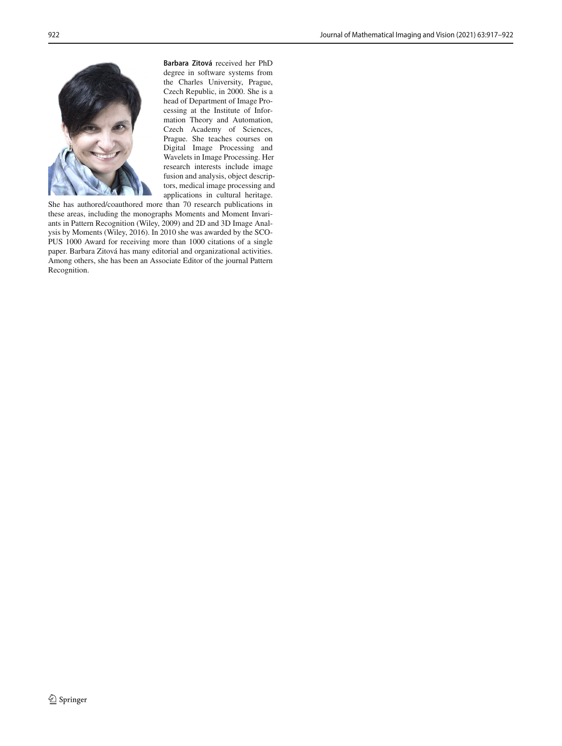**Barbara Zitová** received her PhD degree in software systems from the Charles University, Prague, Czech Republic, in 2000. She is a head of Department of Image Processing at the Institute of Information Theory and Automation, Czech Academy of Sciences, Prague. She teaches courses on Digital Image Processing and Wavelets in Image Processing. Her research interests include image fusion and analysis, object descriptors, medical image processing and applications in cultural heritage. She has authored/coauthored more than 70 research publications in these areas, including the monographs Moments and Moment Invariants in Pattern Recognition (Wiley, 2009) and 2D and 3D Image Analysis by Moments (Wiley, 2016). In 2010 she was awarded by the SCOPUS 1000 Award for receiving more than 1000 citations of a single paper. Barbara Zitová has many editorial and organizational activities. Among others, she has been an Associate Editor of the journal Pattern Recognition.